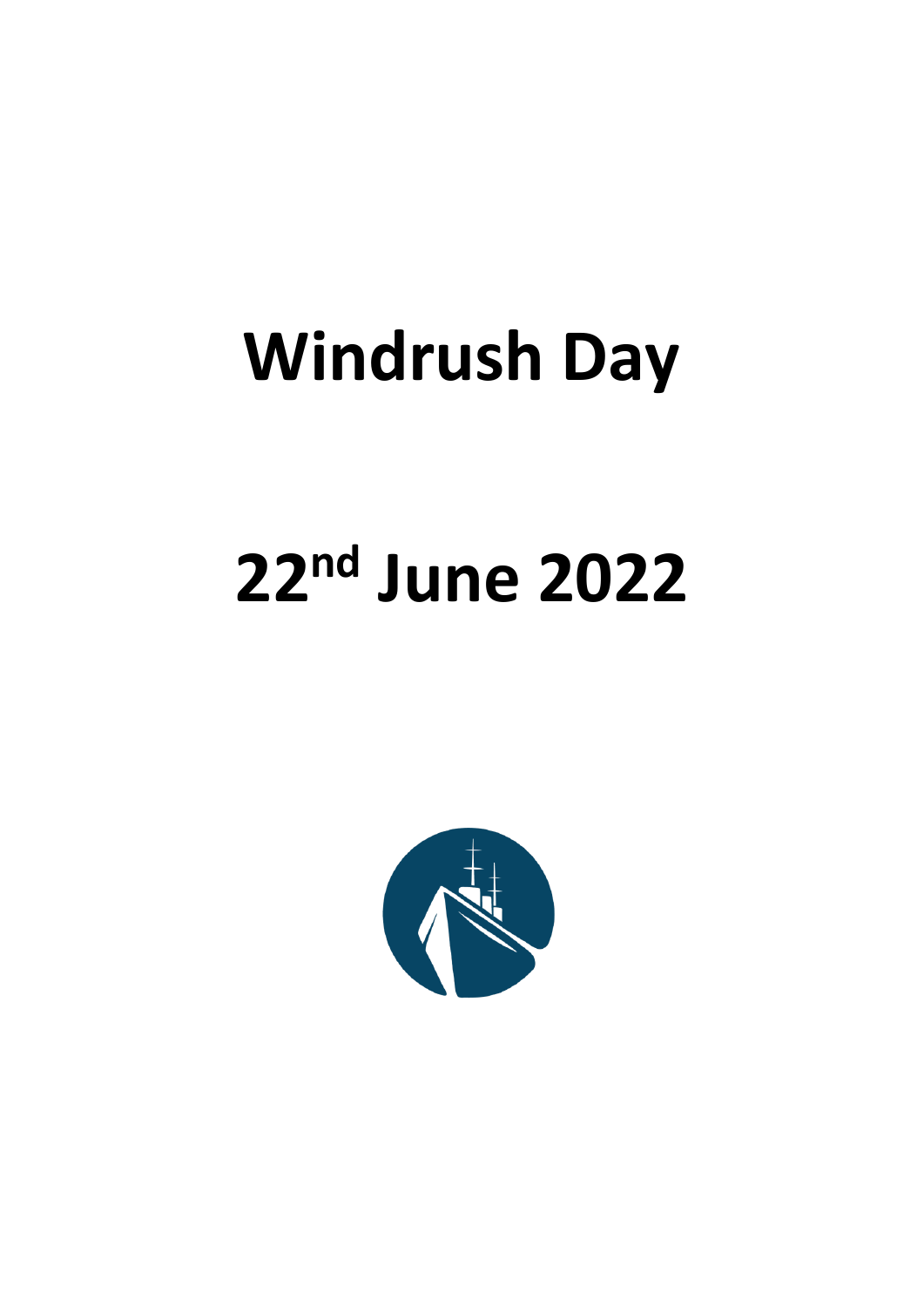# Windrush Day

# 22nd June 2022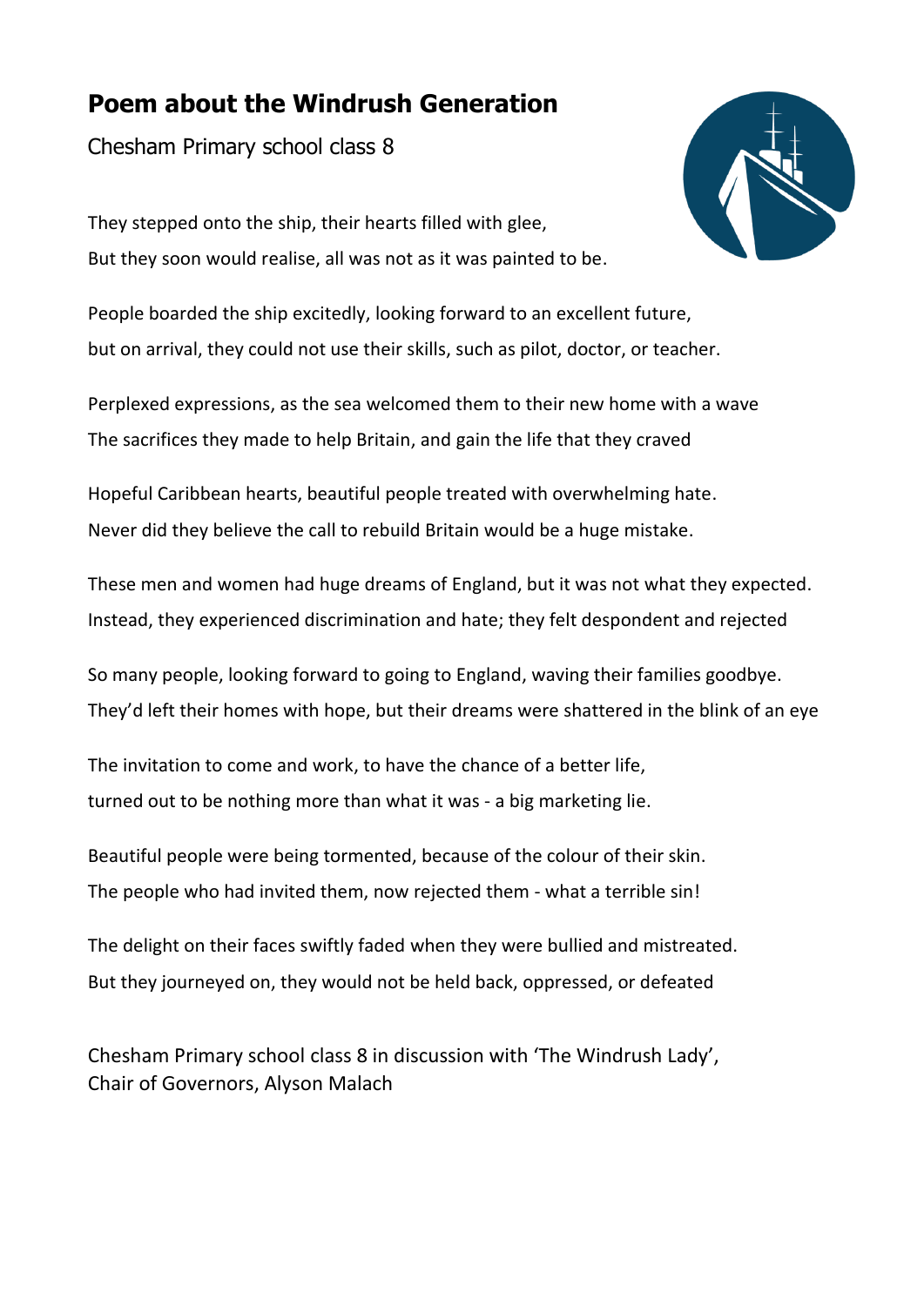# Poem about the Windrush Generation

Chesham Primary school class 8

They stepped onto the ship, their hearts filled with glee,
But they soon would realise, all was not as it was painted to be.

People boarded the ship excitedly, looking forward to an excellent future,
but on arrival, they could not use their skills, such as pilot, doctor, or teacher.

Perplexed expressions, as the sea welcomed them to their new home with a wave
The sacrifices they made to help Britain, and gain the life that they craved

Hopeful Caribbean hearts, beautiful people treated with overwhelming hate.
Never did they believe the call to rebuild Britain would be a huge mistake.

These men and women had huge dreams of England, but it was not what they expected.
Instead, they experienced discrimination and hate; they felt despondent and rejected

So many people, looking forward to going to England, waving their families goodbye.
They'd left their homes with hope, but their dreams were shattered in the blink of an eye

The invitation to come and work, to have the chance of a better life,
turned out to be nothing more than what it was - a big marketing lie.

Beautiful people were being tormented, because of the colour of their skin.
The people who had invited them, now rejected them - what a terrible sin!

The delight on their faces swiftly faded when they were bullied and mistreated.
But they journeyed on, they would not be held back, oppressed, or defeated

Chesham Primary school class 8 in discussion with 'The Windrush Lady',
Chair of Governors, Alyson Malach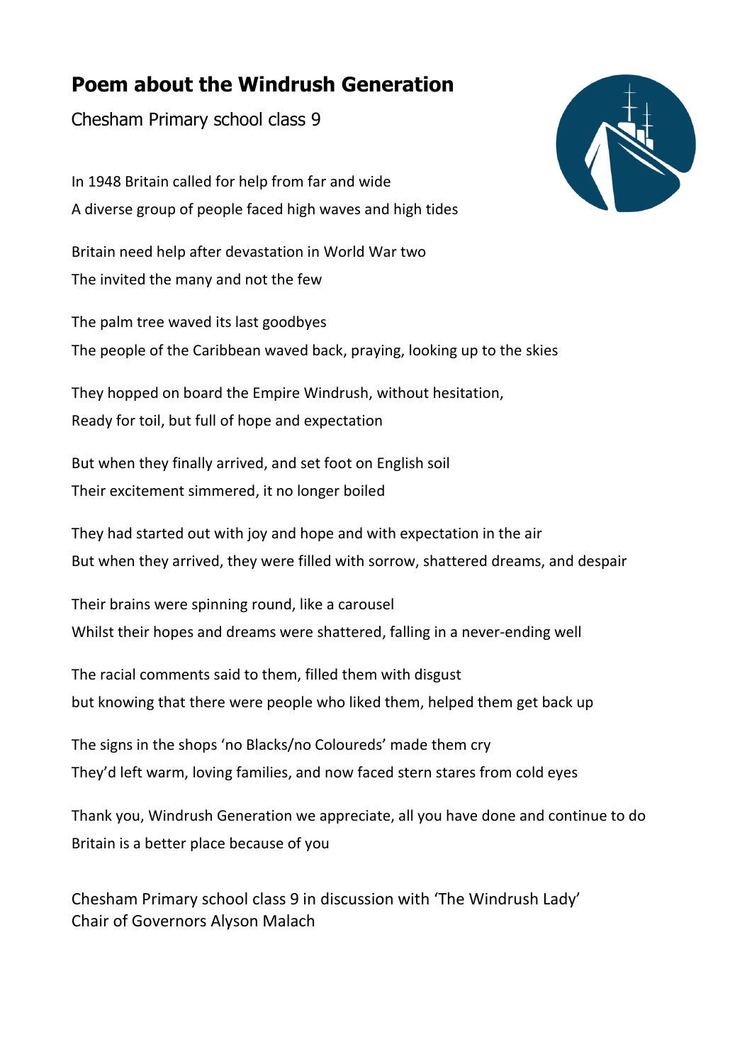# Poem about the Windrush Generation

Chesham Primary school class 9

In 1948 Britain called for help from far and wide
A diverse group of people faced high waves and high tides

Britain need help after devastation in World War two
The invited the many and not the few

The palm tree waved its last goodbyes
The people of the Caribbean waved back, praying, looking up to the skies

They hopped on board the Empire Windrush, without hesitation,
Ready for toil, but full of hope and expectation

But when they finally arrived, and set foot on English soil
Their excitement simmered, it no longer boiled

They had started out with joy and hope and with expectation in the air
But when they arrived, they were filled with sorrow, shattered dreams, and despair

Their brains were spinning round, like a carousel
Whilst their hopes and dreams were shattered, falling in a never-ending well

The racial comments said to them, filled them with disgust
but knowing that there were people who liked them, helped them get back up

The signs in the shops 'no Blacks/no Coloureds' made them cry
They'd left warm, loving families, and now faced stern stares from cold eyes

Thank you, Windrush Generation we appreciate, all you have done and continue to do
Britain is a better place because of you

Chesham Primary school class 9 in discussion with 'The Windrush Lady'
Chair of Governors Alyson Malach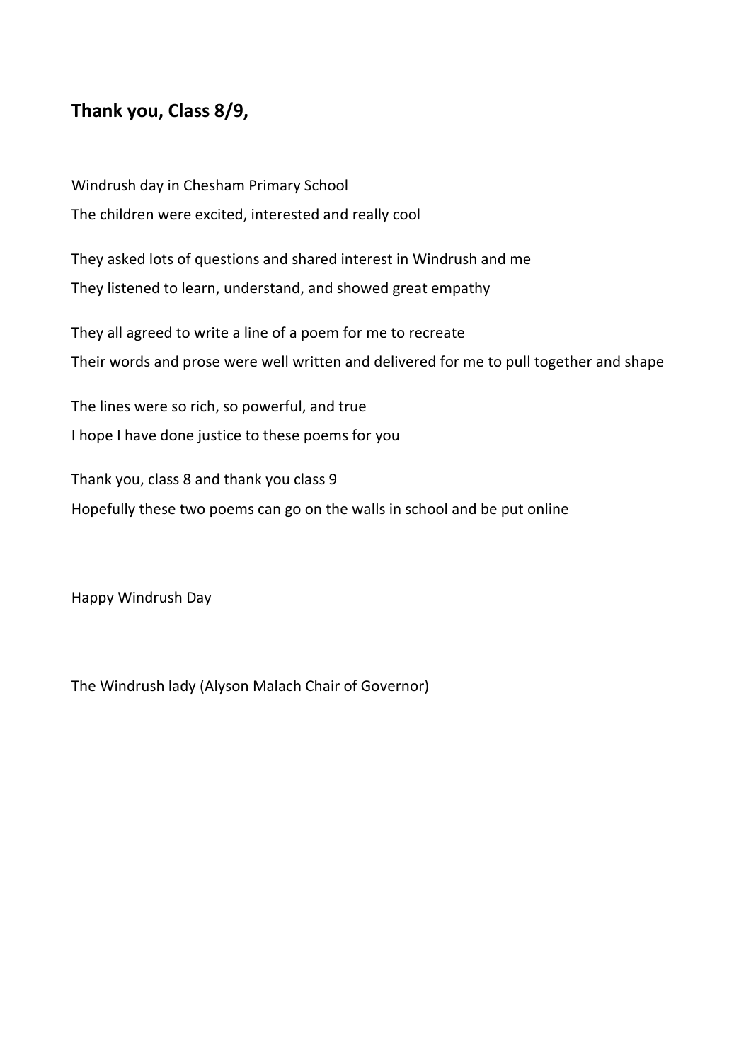## Thank you, Class 8/9,

Windrush day in Chesham Primary School
The children were excited, interested and really cool

They asked lots of questions and shared interest in Windrush and me
They listened to learn, understand, and showed great empathy

They all agreed to write a line of a poem for me to recreate
Their words and prose were well written and delivered for me to pull together and shape

The lines were so rich, so powerful, and true
I hope I have done justice to these poems for you

Thank you, class 8 and thank you class 9
Hopefully these two poems can go on the walls in school and be put online

Happy Windrush Day

The Windrush lady (Alyson Malach Chair of Governor)